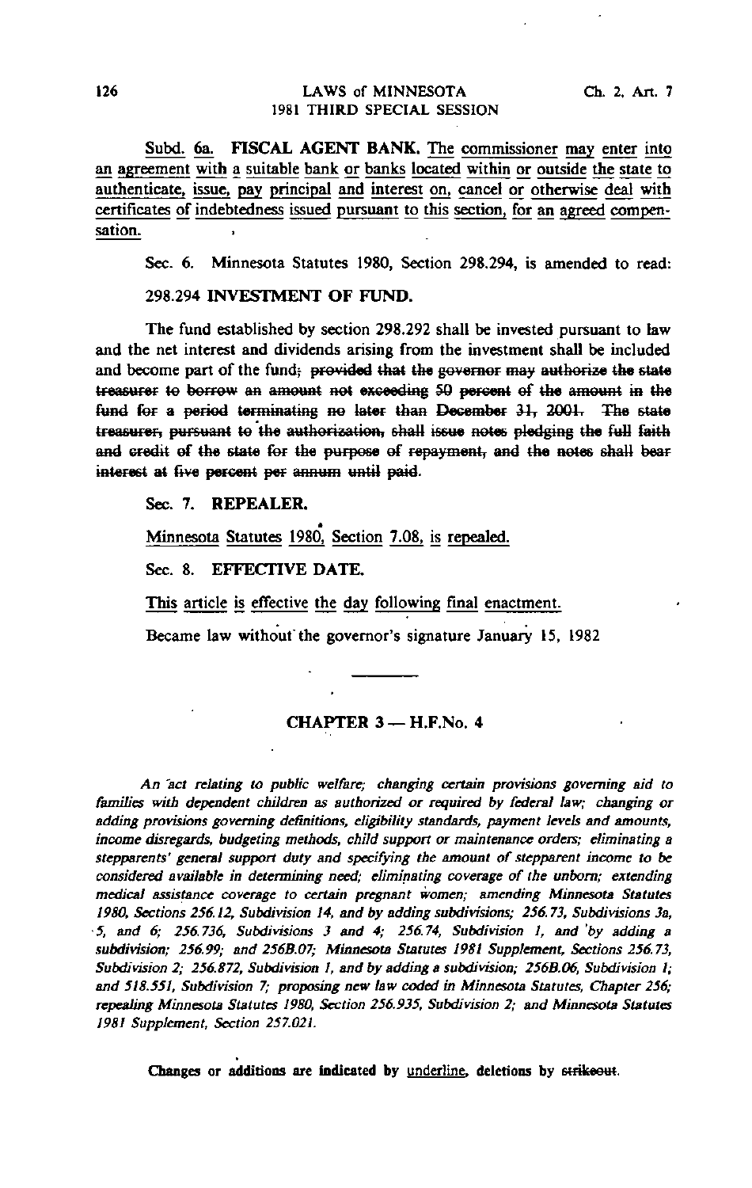Subd. 6a. FISCAL AGENT BANK. The commissioner may enter into an agreement with a suitable bank or banks located within or outside the state to authenticate, issue, pay principal and interest on, cancel or otherwise deal with certificates of indebtedness issued pursuant to this section, for an agreed compensation.

Sec. 6. Minnesota Statutes 1980, Section 298.294, is amended to read:

298.294 **INVESTMENT OF FUND.**

The fund established by section 298.292 shall be invested pursuant to law and the net interest and dividends arising from the investment shall be included and become part of the fund; ~~provided that the governor may authorize the state treasurer to borrow an amount not exceeding 50 percent of the amount in the fund for a period terminating no later than December 31, 2001. The state treasurer, pursuant to the authorization, shall issue notes pledging the full faith and credit of the state for the purpose of repayment, and the notes shall bear interest at five percent per annum until paid.~~

Sec. 7. **REPEALER.**

Minnesota Statutes 1980, Section 7.08, is repealed.

Sec. 8. **EFFECTIVE DATE.**

This article is effective the day following final enactment.

Became law without the governor's signature January 15, 1982

## CHAPTER 3 — H.F.No. 4

*An act relating to public welfare; changing certain provisions governing aid to families with dependent children as authorized or required by federal law; changing or adding provisions governing definitions, eligibility standards, payment levels and amounts, income disregards, budgeting methods, child support or maintenance orders; eliminating a stepparents' general support duty and specifying the amount of stepparent income to be considered available in determining need; eliminating coverage of the unborn; extending medical assistance coverage to certain pregnant women; amending Minnesota Statutes 1980, Sections 256.12, Subdivision 14, and by adding subdivisions; 256.73, Subdivisions 3a, 5, and 6; 256.736, Subdivisions 3 and 4; 256.74, Subdivision 1, and by adding a subdivision; 256.99; and 256B.07; Minnesota Statutes 1981 Supplement, Sections 256.73, Subdivision 2; 256.872, Subdivision 1, and by adding a subdivision; 256B.06, Subdivision 1; and 518.551, Subdivision 7; proposing new law coded in Minnesota Statutes, Chapter 256; repealing Minnesota Statutes 1980, Section 256.935, Subdivision 2; and Minnesota Statutes 1981 Supplement, Section 257.021.*

**Changes or additions are indicated by underline, deletions by ~~strikeout~~.**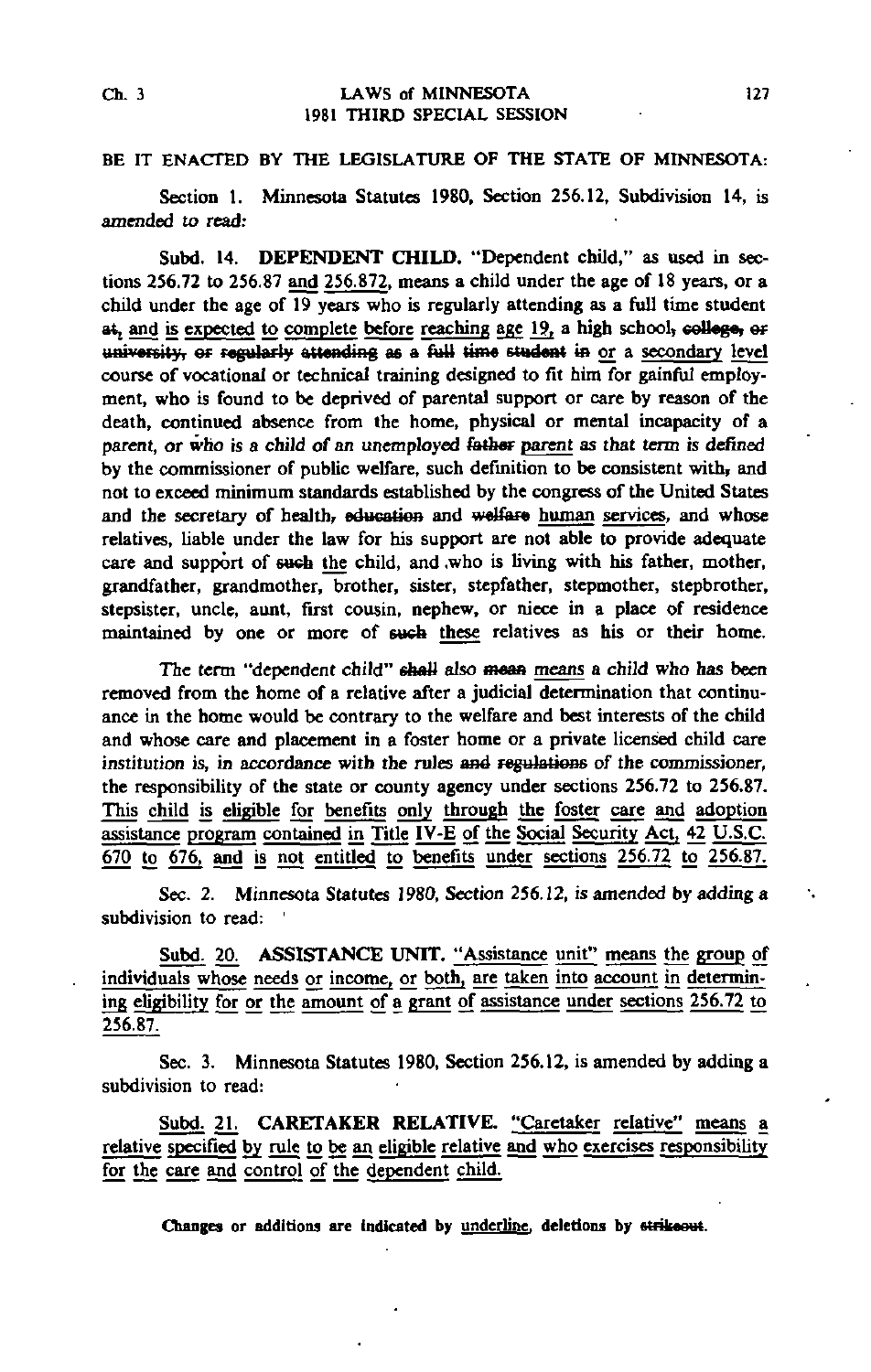BE IT ENACTED BY THE LEGISLATURE OF THE STATE OF MINNESOTA:

Section 1. Minnesota Statutes 1980, Section 256.12, Subdivision 14, is amended to read:

Subd. 14. **DEPENDENT CHILD.** "Dependent child," as used in sections 256.72 to 256.87 <u>and 256.872</u>, means a child under the age of 18 years, or a child under the age of 19 years who is regularly attending as a full time student ~~at,~~ <u>and is expected to complete before reaching age 19,</u> a high school~~, college, or university, or regularly attending as a full time student in~~ <u>or a secondary level</u> course of vocational or technical training designed to fit him for gainful employment, who is found to be deprived of parental support or care by reason of the death, continued absence from the home, physical or mental incapacity of a parent, or who is a child of an unemployed ~~father~~ <u>parent</u> as that term is defined by the commissioner of public welfare, such definition to be consistent with~~,~~ and not to exceed minimum standards established by the congress of the United States and the secretary of health~~, education~~ and ~~welfare~~ <u>human services</u>, and whose relatives, liable under the law for his support are not able to provide adequate care and support of ~~such~~ <u>the</u> child, and who is living with his father, mother, grandfather, grandmother, brother, sister, stepfather, stepmother, stepbrother, stepsister, uncle, aunt, first cousin, nephew, or niece in a place of residence maintained by one or more of ~~such~~ <u>these</u> relatives as his or their home.

The term "dependent child" ~~shall~~ also ~~mean~~ <u>means</u> a child who has been removed from the home of a relative after a judicial determination that continuance in the home would be contrary to the welfare and best interests of the child and whose care and placement in a foster home or a private licensed child care institution is, in accordance with the rules ~~and regulations~~ of the commissioner, the responsibility of the state or county agency under sections 256.72 to 256.87. <u>This child is eligible for benefits only through the foster care and adoption assistance program contained in Title IV-E of the Social Security Act, 42 U.S.C. 670 to 676, and is not entitled to benefits under sections 256.72 to 256.87.</u>

Sec. 2. Minnesota Statutes 1980, Section 256.12, is amended by adding a subdivision to read:

<u>Subd. 20.</u> **ASSISTANCE UNIT.** <u>"Assistance unit" means the group of individuals whose needs or income, or both, are taken into account in determining eligibility for or the amount of a grant of assistance under sections 256.72 to 256.87.</u>

Sec. 3. Minnesota Statutes 1980, Section 256.12, is amended by adding a subdivision to read:

<u>Subd. 21.</u> **CARETAKER RELATIVE.** <u>"Caretaker relative" means a relative specified by rule to be an eligible relative and who exercises responsibility for the care and control of the dependent child.</u>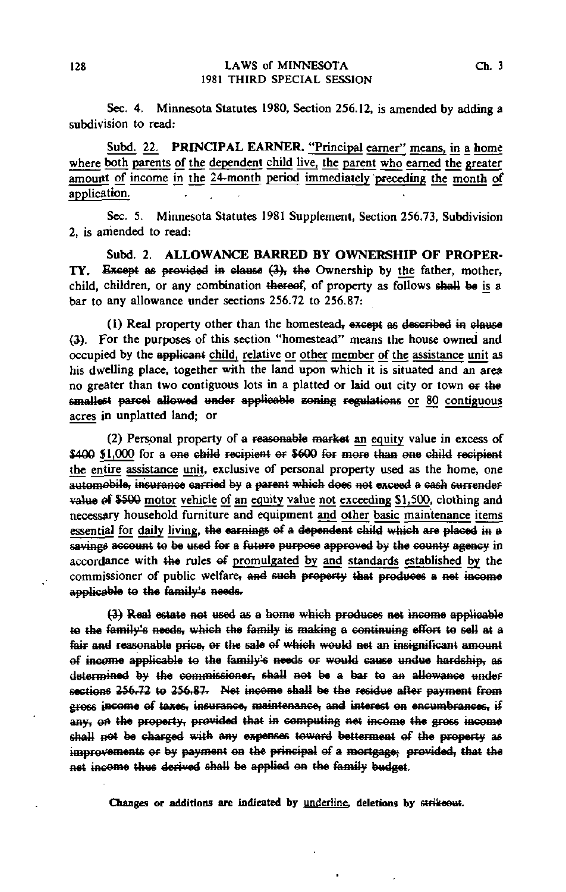Sec. 4. Minnesota Statutes 1980, Section 256.12, is amended by adding a subdivision to read:

<u>Subd. 22.</u> **<u>PRINCIPAL EARNER.</u>** <u>"Principal earner" means, in a home where both parents of the dependent child live, the parent who earned the greater amount of income in the 24-month period immediately preceding the month of application.</u>

Sec. 5. Minnesota Statutes 1981 Supplement, Section 256.73, Subdivision 2, is amended to read:

Subd. 2. **ALLOWANCE BARRED BY OWNERSHIP OF PROPERTY.** ~~Except as provided in clause (3), the~~ Ownership by <u>the</u> father, mother, child, children, or any combination ~~thereof,~~ of property as follows ~~shall be~~ <u>is</u> a bar to any allowance under sections 256.72 to 256.87:

(1) Real property other than the homestead~~, except as described in clause (3)~~. For the purposes of this section "homestead" means the house owned and occupied by the ~~applicant~~ <u>child, relative or other member of the assistance unit</u> as his dwelling place, together with the land upon which it is situated and an area no greater than two contiguous lots in a platted or laid out city or town ~~or the smallest parcel allowed under applicable zoning regulations~~ <u>or 80 contiguous acres</u> in unplatted land; or

(2) Personal property of a ~~reasonable market~~ <u>an equity</u> value in excess of ~~$400~~ <u>$1,000</u> for a ~~one child recipient or $600 for more than one child recipient~~ <u>the entire assistance unit</u>, exclusive of personal property used as the home, one ~~automobile, insurance carried by a parent which does not exceed a cash surrender value of $500~~ <u>motor vehicle of an equity value not exceeding $1,500</u>, clothing and necessary household furniture and equipment <u>and other basic maintenance items essential for daily living</u>, ~~the earnings of a dependent child which are placed in a savings account to be used for a future purpose approved by the county agency~~ in accordance with ~~the~~ rules ~~of~~ <u>promulgated by and standards established by</u> the commissioner of public welfare~~, and such property that produces a net income applicable to the family's needs.~~

~~(3) Real estate not used as a home which produces net income applicable to the family's needs, which the family is making a continuing effort to sell at a fair and reasonable price, or the sale of which would net an insignificant amount of income applicable to the family's needs or would cause undue hardship, as determined by the commissioner, shall not be a bar to an allowance under sections 256.72 to 256.87. Net income shall be the residue after payment from gross income of taxes, insurance, maintenance, and interest on encumbrances, if any, on the property, provided that in computing net income the gross income shall not be charged with any expenses toward betterment of the property as improvements or by payment on the principal of a mortgage; provided, that the net income thus derived shall be applied on the family budget.~~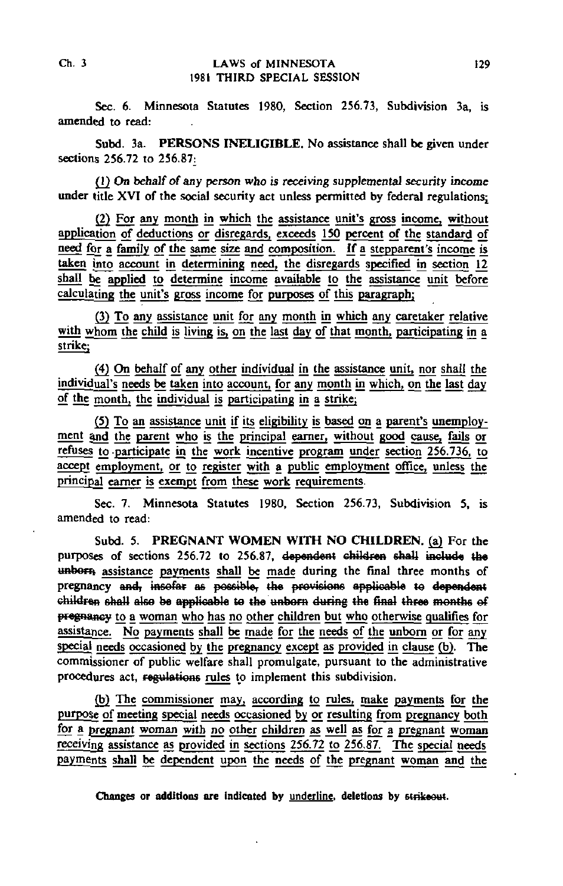Sec. 6. Minnesota Statutes 1980, Section 256.73, Subdivision 3a, is amended to read:

Subd. 3a. **PERSONS INELIGIBLE.** No assistance shall be given under sections 256.72 to 256.87:

(1) On behalf of any person who is receiving supplemental security income under title XVI of the social security act unless permitted by federal regulations;

(2) For any month in which the assistance unit's gross income, without application of deductions or disregards, exceeds 150 percent of the standard of need for a family of the same size and composition. If a stepparent's income is taken into account in determining need, the disregards specified in section 12 shall be applied to determine income available to the assistance unit before calculating the unit's gross income for purposes of this paragraph;

(3) To any assistance unit for any month in which any caretaker relative with whom the child is living is, on the last day of that month, participating in a strike;

(4) On behalf of any other individual in the assistance unit, nor shall the individual's needs be taken into account, for any month in which, on the last day of the month, the individual is participating in a strike;

(5) To an assistance unit if its eligibility is based on a parent's unemployment and the parent who is the principal earner, without good cause, fails or refuses to participate in the work incentive program under section 256.736, to accept employment, or to register with a public employment office, unless the principal earner is exempt from these work requirements.

Sec. 7. Minnesota Statutes 1980, Section 256.73, Subdivision 5, is amended to read:

Subd. 5. **PREGNANT WOMEN WITH NO CHILDREN.** (a) For the purposes of sections 256.72 to 256.87, ~~dependent children shall include the unborn~~ assistance payments shall be made during the final three months of pregnancy ~~and, insofar as possible, the provisions applicable to dependent children shall also be applicable to the unborn during the final three months of pregnancy~~ to a woman who has no other children but who otherwise qualifies for assistance. No payments shall be made for the needs of the unborn or for any special needs occasioned by the pregnancy except as provided in clause (b). The commissioner of public welfare shall promulgate, pursuant to the administrative procedures act, ~~regulations~~ rules to implement this subdivision.

(b) The commissioner may, according to rules, make payments for the purpose of meeting special needs occasioned by or resulting from pregnancy both for a pregnant woman with no other children as well as for a pregnant woman receiving assistance as provided in sections 256.72 to 256.87. The special needs payments shall be dependent upon the needs of the pregnant woman and the

Changes or additions are indicated by underline, deletions by ~~strikeout~~.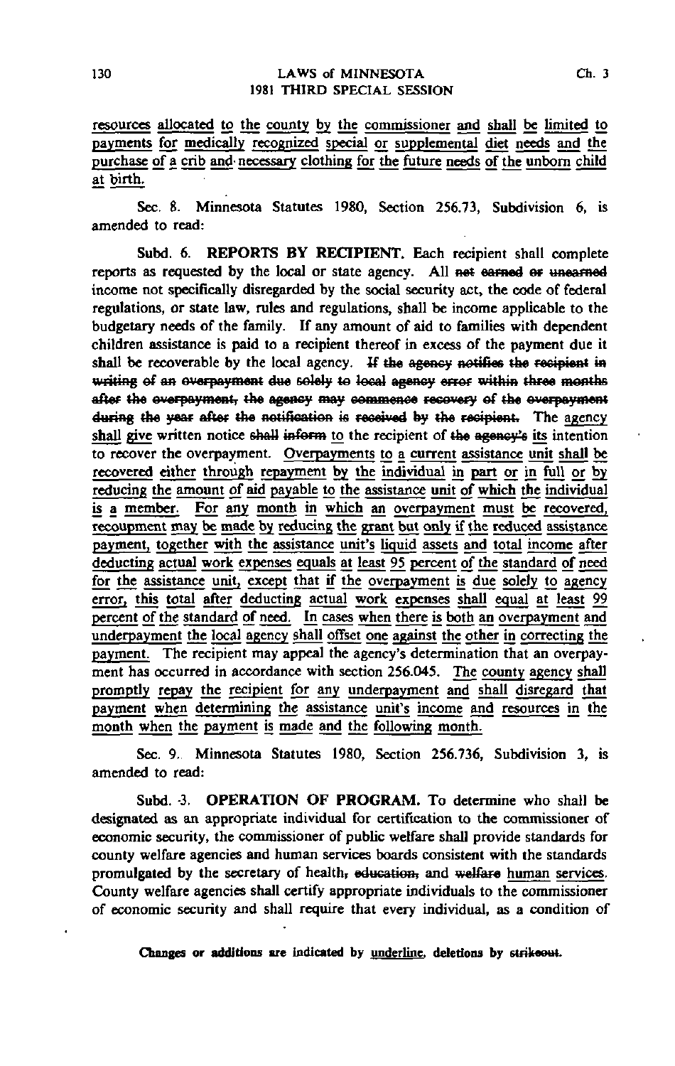<u>resources allocated to the county by the commissioner and shall be limited to payments for medically recognized special or supplemental diet needs and the purchase of a crib and necessary clothing for the future needs of the unborn child at birth.</u>

Sec. 8. Minnesota Statutes 1980, Section 256.73, Subdivision 6, is amended to read:

Subd. 6. **REPORTS BY RECIPIENT.** Each recipient shall complete reports as requested by the local or state agency. All ~~net earned or unearned~~ income not specifically disregarded by the social security act, the code of federal regulations, or state law, rules and regulations, shall be income applicable to the budgetary needs of the family. If any amount of aid to families with dependent children assistance is paid to a recipient thereof in excess of the payment due it shall be recoverable by the local agency. ~~If the agency notifies the recipient in writing of an overpayment due solely to local agency error within three months after the overpayment, the agency may commence recovery of the overpayment during the year after the notification is received by the recipient.~~ <u>The agency shall give</u> written notice ~~shall inform~~ to the recipient of ~~the agency's~~ <u>its</u> intention to recover the overpayment. <u>Overpayments to a current assistance unit shall be recovered either through repayment by the individual in part or in full or by reducing the amount of aid payable to the assistance unit of which the individual is a member. For any month in which an overpayment must be recovered, recoupment may be made by reducing the grant but only if the reduced assistance payment, together with the assistance unit's liquid assets and total income after deducting actual work expenses equals at least 95 percent of the standard of need for the assistance unit, except that if the overpayment is due solely to agency error, this total after deducting actual work expenses shall equal at least 99 percent of the standard of need. In cases when there is both an overpayment and underpayment the local agency shall offset one against the other in correcting the payment.</u> The recipient may appeal the agency's determination that an overpayment has occurred in accordance with section 256.045. <u>The county agency shall promptly repay the recipient for any underpayment and shall disregard that payment when determining the assistance unit's income and resources in the month when the payment is made and the following month.</u>

Sec. 9. Minnesota Statutes 1980, Section 256.736, Subdivision 3, is amended to read:

Subd. 3. **OPERATION OF PROGRAM.** To determine who shall be designated as an appropriate individual for certification to the commissioner of economic security, the commissioner of public welfare shall provide standards for county welfare agencies and human services boards consistent with the standards promulgated by the secretary of health~~, education,~~ and ~~welfare~~ <u>human services</u>. County welfare agencies shall certify appropriate individuals to the commissioner of economic security and shall require that every individual, as a condition of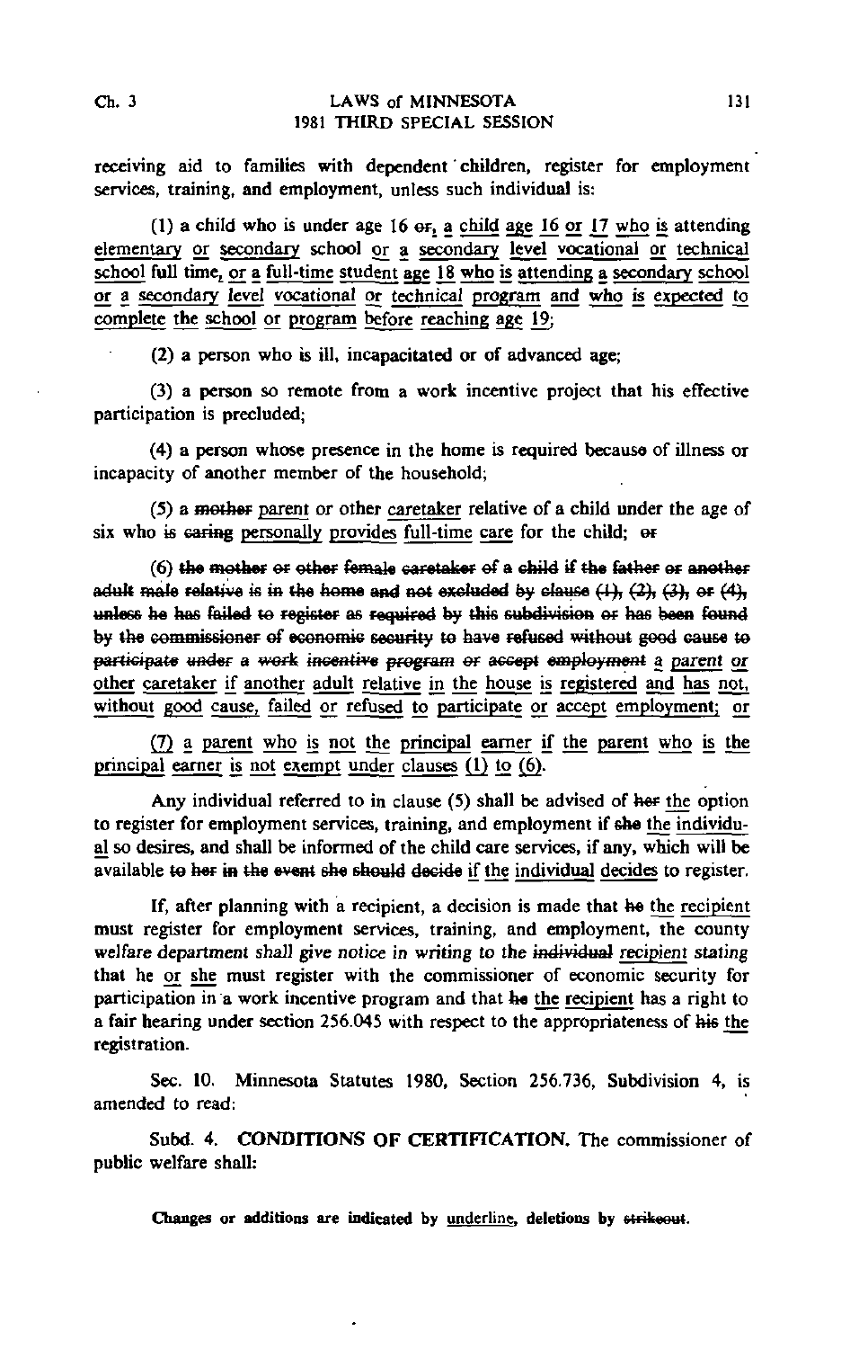receiving aid to families with dependent children, register for employment services, training, and employment, unless such individual is:

(1) a child who is under age 16 ~~or~~<u>,</u> <u>a child age 16 or 17 who is attending elementary or secondary</u> school <u>or a secondary level vocational or technical school</u> full time<u>, or a full-time student age 18 who is attending a secondary school or a secondary level vocational or technical program and who is expected to complete the school or program before reaching age 19</u>;

(2) a person who is ill, incapacitated or of advanced age;

(3) a person so remote from a work incentive project that his effective participation is precluded;

(4) a person whose presence in the home is required because of illness or incapacity of another member of the household;

(5) a ~~mother~~ <u>parent</u> or other <u>caretaker</u> relative of a child under the age of six who ~~is caring~~ <u>personally provides full-time care</u> for the child; ~~or~~

(6) ~~the mother or other female caretaker of a child if the father or another adult male relative is in the home and not excluded by clause (1), (2), (3), or (4), unless he has failed to register as required by this subdivision or has been found by the commissioner of economic security to have refused without good cause to participate under a work incentive program or accept employment~~ <u>a parent or other caretaker if another adult relative in the house is registered and has not, without good cause, failed or refused to participate or accept employment; or</u>

<u>(7) a parent who is not the principal earner if the parent who is the principal earner is not exempt under clauses (1) to (6).</u>

Any individual referred to in clause (5) shall be advised of ~~her~~ <u>the</u> option to register for employment services, training, and employment if ~~she~~ <u>the individual</u> so desires, and shall be informed of the child care services, if any, which will be available ~~to her in the event she should decide~~ <u>if the individual decides</u> to register.

If, after planning with a recipient, a decision is made that ~~he~~ <u>the recipient</u> must register for employment services, training, and employment, the county welfare department shall give notice in writing to the ~~individual~~ <u>recipient</u> stating that he <u>or she</u> must register with the commissioner of economic security for participation in a work incentive program and that ~~he~~ <u>the recipient</u> has a right to a fair hearing under section 256.045 with respect to the appropriateness of ~~his~~ <u>the</u> registration.

Sec. 10. Minnesota Statutes 1980, Section 256.736, Subdivision 4, is amended to read:

Subd. 4. **CONDITIONS OF CERTIFICATION.** The commissioner of public welfare shall: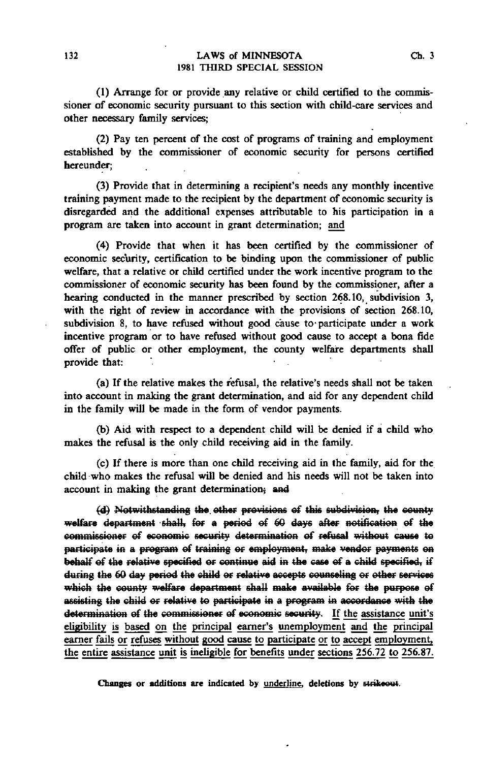(1) Arrange for or provide any relative or child certified to the commissioner of economic security pursuant to this section with child-care services and other necessary family services;

(2) Pay ten percent of the cost of programs of training and employment established by the commissioner of economic security for persons certified hereunder;

(3) Provide that in determining a recipient's needs any monthly incentive training payment made to the recipient by the department of economic security is disregarded and the additional expenses attributable to his participation in a program are taken into account in grant determination; <u>and</u>

(4) Provide that when it has been certified by the commissioner of economic security, certification to be binding upon the commissioner of public welfare, that a relative or child certified under the work incentive program to the commissioner of economic security has been found by the commissioner, after a hearing conducted in the manner prescribed by section 268.10, subdivision 3, with the right of review in accordance with the provisions of section 268.10, subdivision 8, to have refused without good cause to participate under a work incentive program or to have refused without good cause to accept a bona fide offer of public or other employment, the county welfare departments shall provide that:

(a) If the relative makes the refusal, the relative's needs shall not be taken into account in making the grant determination, and aid for any dependent child in the family will be made in the form of vendor payments.

(b) Aid with respect to a dependent child will be denied if a child who makes the refusal is the only child receiving aid in the family.

(c) If there is more than one child receiving aid in the family, aid for the child who makes the refusal will be denied and his needs will not be taken into account in making the grant determination~~; and~~

~~(d) Notwithstanding the other provisions of this subdivision, the county welfare department shall, for a period of 60 days after notification of the commissioner of economic security determination of refusal without cause to participate in a program of training or employment, make vendor payments on behalf of the relative specified or continue aid in the case of a child specified, if during the 60 day period the child or relative accepts counseling or other services which the county welfare department shall make available for the purpose of assisting the child or relative to participate in a program in accordance with the determination of the commissioner of economic security~~. <u>If the assistance unit's eligibility is based on the principal earner's unemployment and the principal earner fails or refuses without good cause to participate or to accept employment, the entire assistance unit is ineligible for benefits under sections 256.72 to 256.87.</u>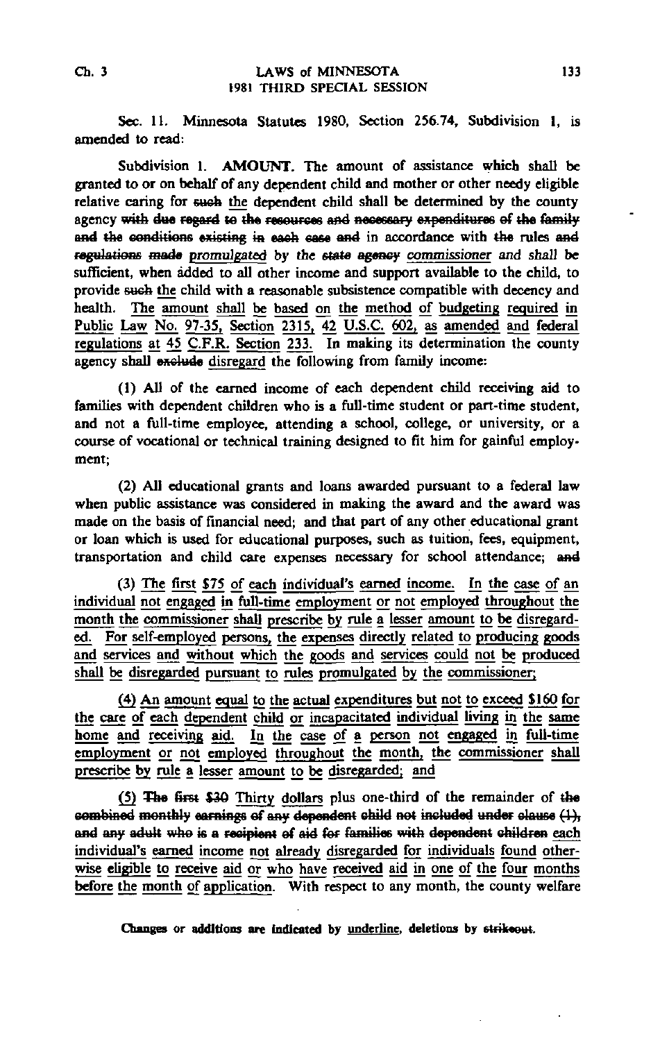Sec. 11. Minnesota Statutes 1980, Section 256.74, Subdivision 1, is amended to read:

Subdivision 1. **AMOUNT.** The amount of assistance which shall be granted to or on behalf of any dependent child and mother or other needy eligible relative caring for ~~such~~ the dependent child shall be determined by the county agency ~~with due regard to the resources and necessary expenditures of the family and the conditions existing in each case and~~ in accordance with ~~the~~ rules ~~and regulations made~~ promulgated by the ~~state agency~~ commissioner and shall be sufficient, when added to all other income and support available to the child, to provide ~~such~~ the child with a reasonable subsistence compatible with decency and health. The amount shall be based on the method of budgeting required in Public Law No. 97-35, Section 2315, 42 U.S.C. 602, as amended and federal regulations at 45 C.F.R. Section 233. In making its determination the county agency shall ~~exclude~~ disregard the following from family income:

(1) All of the earned income of each dependent child receiving aid to families with dependent children who is a full-time student or part-time student, and not a full-time employee, attending a school, college, or university, or a course of vocational or technical training designed to fit him for gainful employment;

(2) All educational grants and loans awarded pursuant to a federal law when public assistance was considered in making the award and the award was made on the basis of financial need; and that part of any other educational grant or loan which is used for educational purposes, such as tuition, fees, equipment, transportation and child care expenses necessary for school attendance; ~~and~~

(3) The first $75 of each individual's earned income. In the case of an individual not engaged in full-time employment or not employed throughout the month the commissioner shall prescribe by rule a lesser amount to be disregarded. For self-employed persons, the expenses directly related to producing goods and services and without which the goods and services could not be produced shall be disregarded pursuant to rules promulgated by the commissioner;

(4) An amount equal to the actual expenditures but not to exceed $160 for the care of each dependent child or incapacitated individual living in the same home and receiving aid. In the case of a person not engaged in full-time employment or not employed throughout the month, the commissioner shall prescribe by rule a lesser amount to be disregarded; and

(5) ~~The first $30~~ Thirty dollars plus one-third of the remainder of ~~the combined monthly earnings of any dependent child not included under clause (1), and any adult who is a recipient of aid for families with dependent children~~ each individual's earned income not already disregarded for individuals found otherwise eligible to receive aid or who have received aid in one of the four months before the month of application. With respect to any month, the county welfare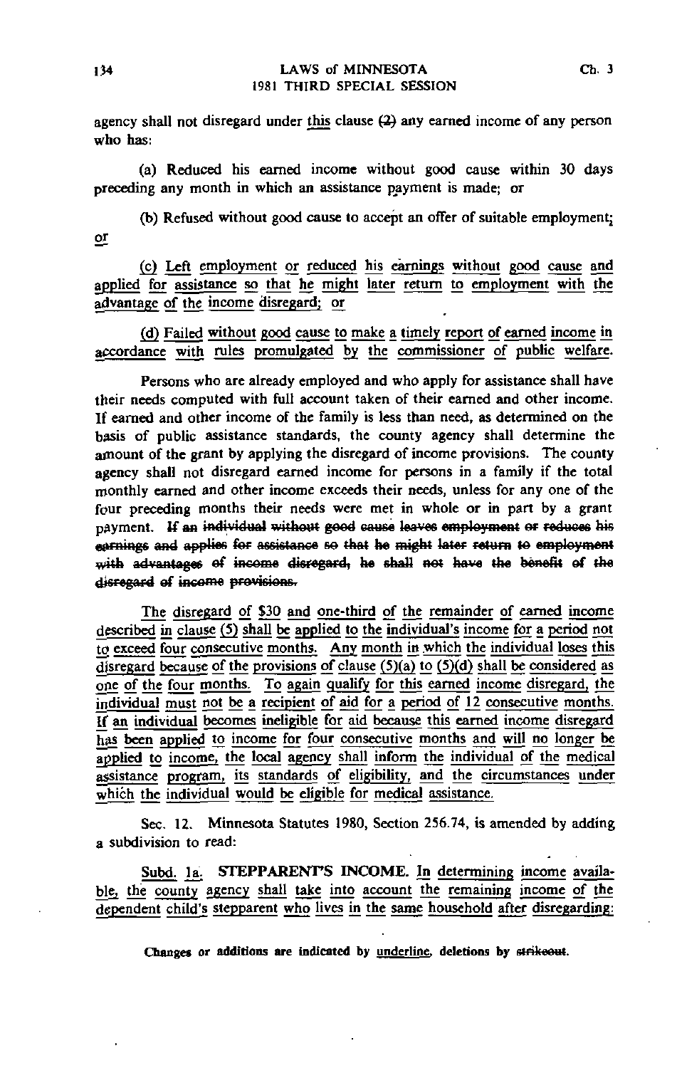agency shall not disregard under this clause (2) any earned income of any person who has:

(a) Reduced his earned income without good cause within 30 days preceding any month in which an assistance payment is made; or

(b) Refused without good cause to accept an offer of suitable employment; or

(c) Left employment or reduced his earnings without good cause and applied for assistance so that he might later return to employment with the advantage of the income disregard; or

(d) Failed without good cause to make a timely report of earned income in accordance with rules promulgated by the commissioner of public welfare.

Persons who are already employed and who apply for assistance shall have their needs computed with full account taken of their earned and other income. If earned and other income of the family is less than need, as determined on the basis of public assistance standards, the county agency shall determine the amount of the grant by applying the disregard of income provisions. The county agency shall not disregard earned income for persons in a family if the total monthly earned and other income exceeds their needs, unless for any one of the four preceding months their needs were met in whole or in part by a grant payment. ~~If an individual without good cause leaves employment or reduces his earnings and applies for assistance so that he might later return to employment with advantages of income disregard, he shall not have the benefit of the disregard of income provisions.~~

The disregard of $30 and one-third of the remainder of earned income described in clause (5) shall be applied to the individual's income for a period not to exceed four consecutive months. Any month in which the individual loses this disregard because of the provisions of clause (5)(a) to (5)(d) shall be considered as one of the four months. To again qualify for this earned income disregard, the individual must not be a recipient of aid for a period of 12 consecutive months. If an individual becomes ineligible for aid because this earned income disregard has been applied to income for four consecutive months and will no longer be applied to income, the local agency shall inform the individual of the medical assistance program, its standards of eligibility, and the circumstances under which the individual would be eligible for medical assistance.

Sec. 12. Minnesota Statutes 1980, Section 256.74, is amended by adding a subdivision to read:

Subd. 1a. STEPPARENT'S INCOME. In determining income available, the county agency shall take into account the remaining income of the dependent child's stepparent who lives in the same household after disregarding:

Changes or additions are indicated by underline, deletions by ~~strikeout~~.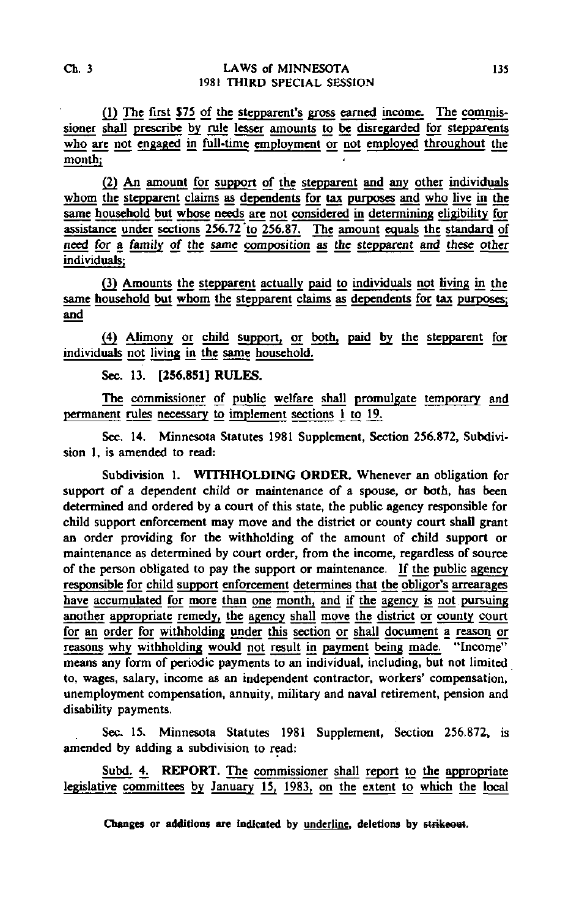(1) The first $75 of the stepparent's gross earned income. The commissioner shall prescribe by rule lesser amounts to be disregarded for stepparents who are not engaged in full-time employment or not employed throughout the month;

(2) An amount for support of the stepparent and any other individuals whom the stepparent claims as dependents for tax purposes and who live in the same household but whose needs are not considered in determining eligibility for assistance under sections 256.72 to 256.87. The amount equals the standard of need for a family of the same composition as the stepparent and these other individuals;

(3) Amounts the stepparent actually paid to individuals not living in the same household but whom the stepparent claims as dependents for tax purposes; and

(4) Alimony or child support, or both, paid by the stepparent for individuals not living in the same household.

Sec. 13. **[256.851] RULES.**

The commissioner of public welfare shall promulgate temporary and permanent rules necessary to implement sections 1 to 19.

Sec. 14. Minnesota Statutes 1981 Supplement, Section 256.872, Subdivision 1, is amended to read:

Subdivision 1. **WITHHOLDING ORDER.** Whenever an obligation for support of a dependent child or maintenance of a spouse, or both, has been determined and ordered by a court of this state, the public agency responsible for child support enforcement may move and the district or county court shall grant an order providing for the withholding of the amount of child support or maintenance as determined by court order, from the income, regardless of source of the person obligated to pay the support or maintenance. If the public agency responsible for child support enforcement determines that the obligor's arrearages have accumulated for more than one month, and if the agency is not pursuing another appropriate remedy, the agency shall move the district or county court for an order for withholding under this section or shall document a reason or reasons why withholding would not result in payment being made. "Income" means any form of periodic payments to an individual, including, but not limited to, wages, salary, income as an independent contractor, workers' compensation, unemployment compensation, annuity, military and naval retirement, pension and disability payments.

Sec. 15. Minnesota Statutes 1981 Supplement, Section 256.872, is amended by adding a subdivision to read:

Subd. 4. **REPORT.** The commissioner shall report to the appropriate legislative committees by January 15, 1983, on the extent to which the local

Changes or additions are indicated by underline, deletions by strikeout.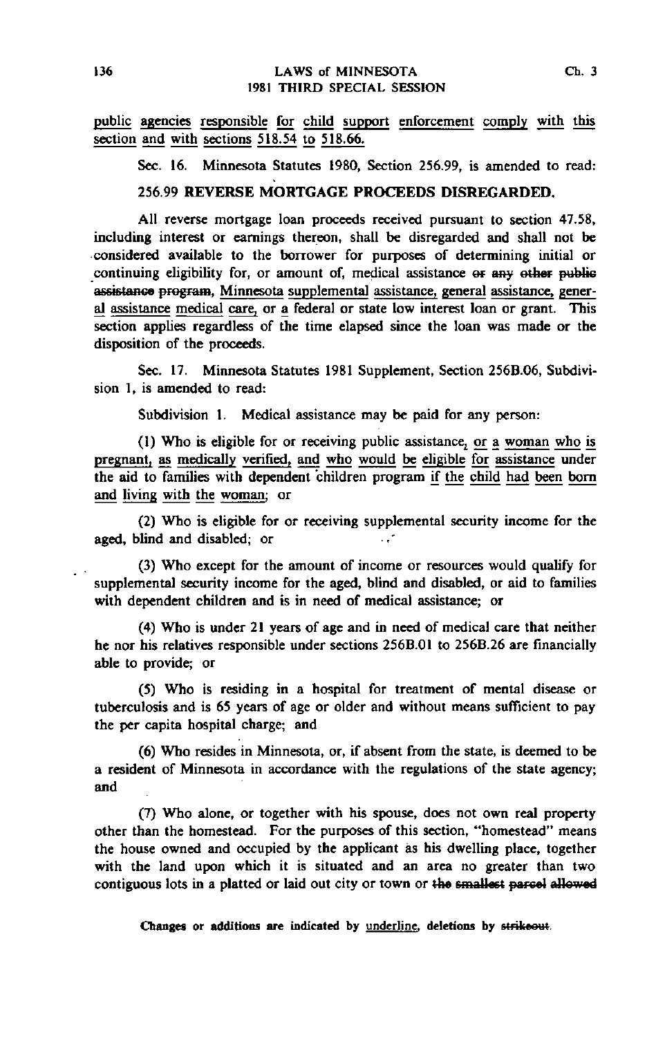public agencies responsible for child support enforcement comply with this section and with sections 518.54 to 518.66.

Sec. 16. Minnesota Statutes 1980, Section 256.99, is amended to read:

## 256.99 REVERSE MORTGAGE PROCEEDS DISREGARDED.

All reverse mortgage loan proceeds received pursuant to section 47.58, including interest or earnings thereon, shall be disregarded and shall not be considered available to the borrower for purposes of determining initial or continuing eligibility for, or amount of, medical assistance ~~or any other public assistance program~~, Minnesota supplemental assistance, general assistance, general assistance medical care, or a federal or state low interest loan or grant. This section applies regardless of the time elapsed since the loan was made or the disposition of the proceeds.

Sec. 17. Minnesota Statutes 1981 Supplement, Section 256B.06, Subdivision 1, is amended to read:

Subdivision 1. Medical assistance may be paid for any person:

(1) Who is eligible for or receiving public assistance, or a woman who is pregnant, as medically verified, and who would be eligible for assistance under the aid to families with dependent children program if the child had been born and living with the woman; or

(2) Who is eligible for or receiving supplemental security income for the aged, blind and disabled; or

(3) Who except for the amount of income or resources would qualify for supplemental security income for the aged, blind and disabled, or aid to families with dependent children and is in need of medical assistance; or

(4) Who is under 21 years of age and in need of medical care that neither he nor his relatives responsible under sections 256B.01 to 256B.26 are financially able to provide; or

(5) Who is residing in a hospital for treatment of mental disease or tuberculosis and is 65 years of age or older and without means sufficient to pay the per capita hospital charge; and

(6) Who resides in Minnesota, or, if absent from the state, is deemed to be a resident of Minnesota in accordance with the regulations of the state agency; and

(7) Who alone, or together with his spouse, does not own real property other than the homestead. For the purposes of this section, "homestead" means the house owned and occupied by the applicant as his dwelling place, together with the land upon which it is situated and an area no greater than two contiguous lots in a platted or laid out city or town or ~~the smallest parcel allowed~~

Changes or additions are indicated by underline, deletions by ~~strikeout~~.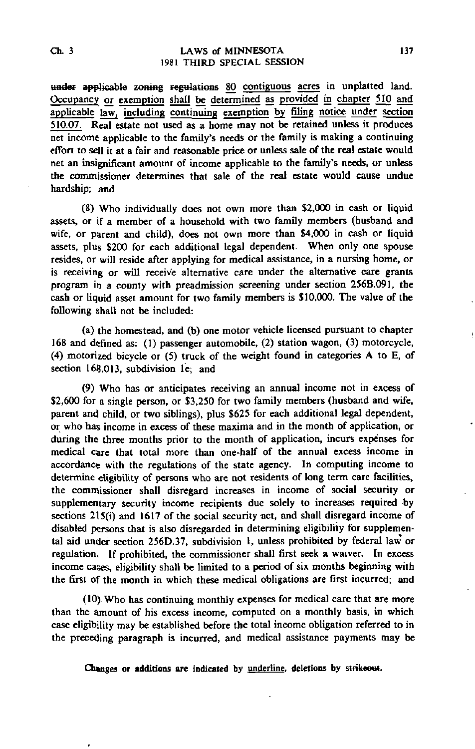under applicable zoning regulations 80 contiguous acres in unplatted land. Occupancy or exemption shall be determined as provided in chapter 510 and applicable law, including continuing exemption by filing notice under section 510.07. Real estate not used as a home may not be retained unless it produces net income applicable to the family's needs or the family is making a continuing effort to sell it at a fair and reasonable price or unless sale of the real estate would net an insignificant amount of income applicable to the family's needs, or unless the commissioner determines that sale of the real estate would cause undue hardship; and

(8) Who individually does not own more than $2,000 in cash or liquid assets, or if a member of a household with two family members (husband and wife, or parent and child), does not own more than $4,000 in cash or liquid assets, plus $200 for each additional legal dependent. When only one spouse resides, or will reside after applying for medical assistance, in a nursing home, or is receiving or will receive alternative care under the alternative care grants program in a county with preadmission screening under section 256B.091, the cash or liquid asset amount for two family members is $10,000. The value of the following shall not be included:

(a) the homestead, and (b) one motor vehicle licensed pursuant to chapter 168 and defined as: (1) passenger automobile, (2) station wagon, (3) motorcycle, (4) motorized bicycle or (5) truck of the weight found in categories A to E, of section 168.013, subdivision 1e; and

(9) Who has or anticipates receiving an annual income not in excess of $2,600 for a single person, or $3,250 for two family members (husband and wife, parent and child, or two siblings), plus $625 for each additional legal dependent, or who has income in excess of these maxima and in the month of application, or during the three months prior to the month of application, incurs expenses for medical care that total more than one-half of the annual excess income in accordance with the regulations of the state agency. In computing income to determine eligibility of persons who are not residents of long term care facilities, the commissioner shall disregard increases in income of social security or supplementary security income recipients due solely to increases required by sections 215(i) and 1617 of the social security act, and shall disregard income of disabled persons that is also disregarded in determining eligibility for supplemental aid under section 256D.37, subdivision 1, unless prohibited by federal law or regulation. If prohibited, the commissioner shall first seek a waiver. In excess income cases, eligibility shall be limited to a period of six months beginning with the first of the month in which these medical obligations are first incurred; and

(10) Who has continuing monthly expenses for medical care that are more than the amount of his excess income, computed on a monthly basis, in which case eligibility may be established before the total income obligation referred to in the preceding paragraph is incurred, and medical assistance payments may be

Changes or additions are indicated by underline, deletions by strikeout.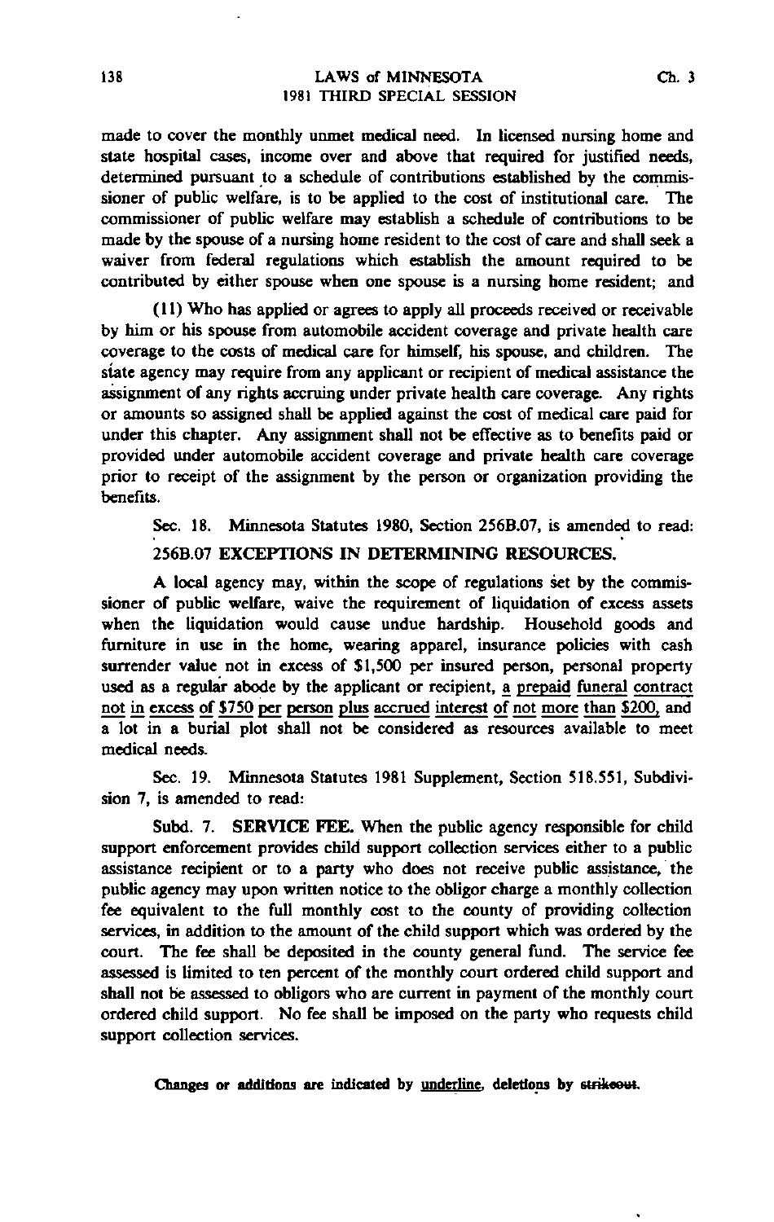made to cover the monthly unmet medical need. In licensed nursing home and state hospital cases, income over and above that required for justified needs, determined pursuant to a schedule of contributions established by the commissioner of public welfare, is to be applied to the cost of institutional care. The commissioner of public welfare may establish a schedule of contributions to be made by the spouse of a nursing home resident to the cost of care and shall seek a waiver from federal regulations which establish the amount required to be contributed by either spouse when one spouse is a nursing home resident; and

(11) Who has applied or agrees to apply all proceeds received or receivable by him or his spouse from automobile accident coverage and private health care coverage to the costs of medical care for himself, his spouse, and children. The state agency may require from any applicant or recipient of medical assistance the assignment of any rights accruing under private health care coverage. Any rights or amounts so assigned shall be applied against the cost of medical care paid for under this chapter. Any assignment shall not be effective as to benefits paid or provided under automobile accident coverage and private health care coverage prior to receipt of the assignment by the person or organization providing the benefits.

Sec. 18. Minnesota Statutes 1980, Section 256B.07, is amended to read:

256B.07 **EXCEPTIONS IN DETERMINING RESOURCES.**

A local agency may, within the scope of regulations set by the commissioner of public welfare, waive the requirement of liquidation of excess assets when the liquidation would cause undue hardship. Household goods and furniture in use in the home, wearing apparel, insurance policies with cash surrender value not in excess of $1,500 per insured person, personal property used as a regular abode by the applicant or recipient, <u>a prepaid funeral contract not in excess of $750 per person plus accrued interest of not more than $200,</u> and a lot in a burial plot shall not be considered as resources available to meet medical needs.

Sec. 19. Minnesota Statutes 1981 Supplement, Section 518.551, Subdivision 7, is amended to read:

Subd. 7. **SERVICE FEE.** When the public agency responsible for child support enforcement provides child support collection services either to a public assistance recipient or to a party who does not receive public assistance, the public agency may upon written notice to the obligor charge a monthly collection fee equivalent to the full monthly cost to the county of providing collection services, in addition to the amount of the child support which was ordered by the court. The fee shall be deposited in the county general fund. The service fee assessed is limited to ten percent of the monthly court ordered child support and shall not be assessed to obligors who are current in payment of the monthly court ordered child support. No fee shall be imposed on the party who requests child support collection services.

**Changes or additions are indicated by <u>underline</u>, deletions by ~~strikeout~~.**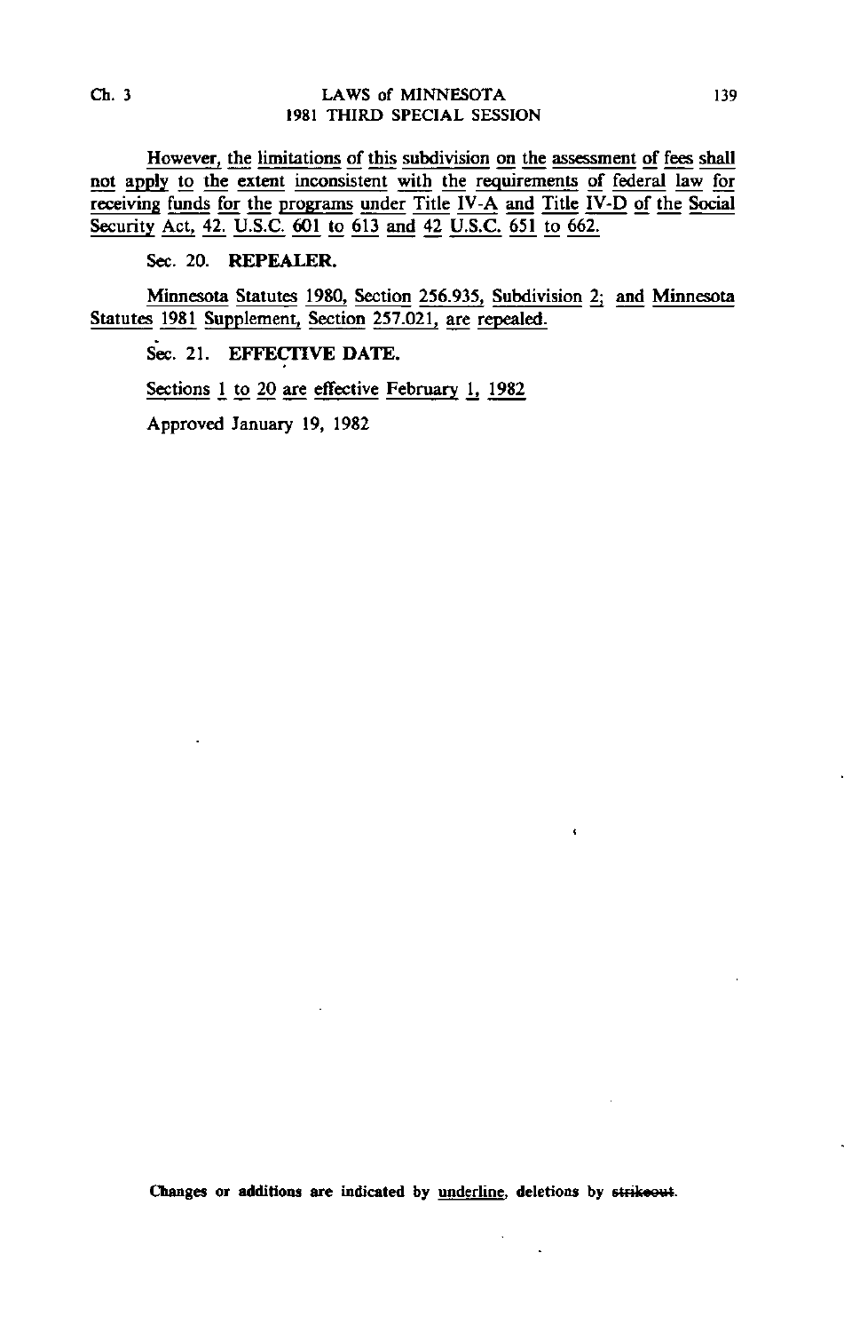However, the limitations of this subdivision on the assessment of fees shall not apply to the extent inconsistent with the requirements of federal law for receiving funds for the programs under Title IV-A and Title IV-D of the Social Security Act, 42. U.S.C. 601 to 613 and 42 U.S.C. 651 to 662.

Sec. 20. **REPEALER.**

Minnesota Statutes 1980, Section 256.935, Subdivision 2; and Minnesota Statutes 1981 Supplement, Section 257.021, are repealed.

Sec. 21. **EFFECTIVE DATE.**

Sections 1 to 20 are effective February 1, 1982

Approved January 19, 1982

Changes or additions are indicated by underline, deletions by ~~strikeout~~.